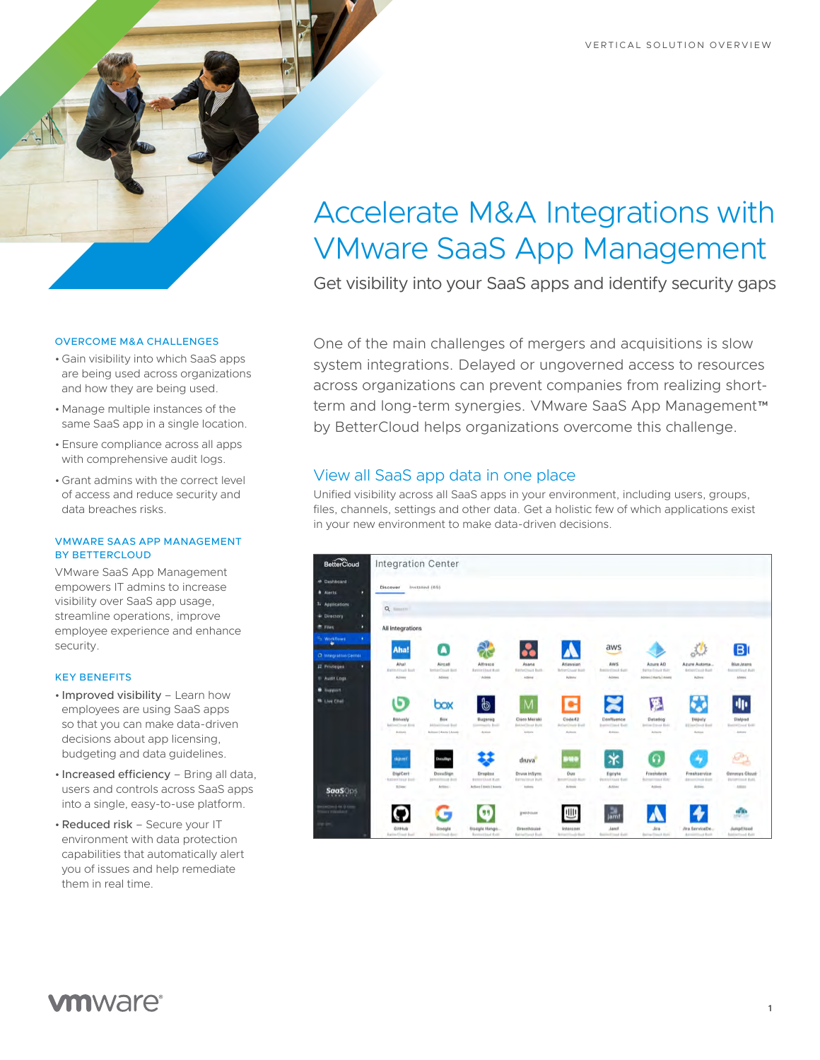VERTICAL SOLUTION OVERVIEW

# Accelerate M&A Integrations with VMware SaaS App Management

Get visibility into your SaaS apps and identify security gaps

One of the main challenges of mergers and acquisitions is slow system integrations. Delayed or ungoverned access to resources across organizations can prevent companies from realizing short-term and long-term synergies. VMware SaaS App Management™ by BetterCloud helps organizations overcome this challenge.

## View all SaaS app data in one place

Unified visibility across all SaaS apps in your environment, including users, groups, files, channels, settings and other data. Get a holistic few of which applications exist in your new environment to make data-driven decisions.

### OVERCOME M&A CHALLENGES

- Gain visibility into which SaaS apps are being used across organizations and how they are being used.
- Manage multiple instances of the same SaaS app in a single location.
- Ensure compliance across all apps with comprehensive audit logs.
- Grant admins with the correct level of access and reduce security and data breaches risks.

### VMWARE SAAS APP MANAGEMENT BY BETTERCLOUD

VMware SaaS App Management empowers IT admins to increase visibility over SaaS app usage, streamline operations, improve employee experience and enhance security.

### KEY BENEFITS

- **Improved visibility** – Learn how employees are using SaaS apps so that you can make data-driven decisions about app licensing, budgeting and data guidelines.
- **Increased efficiency** – Bring all data, users and controls across SaaS apps into a single, easy-to-use platform.
- **Reduced risk** – Secure your IT environment with data protection capabilities that automatically alert you of issues and help remediate them in real time.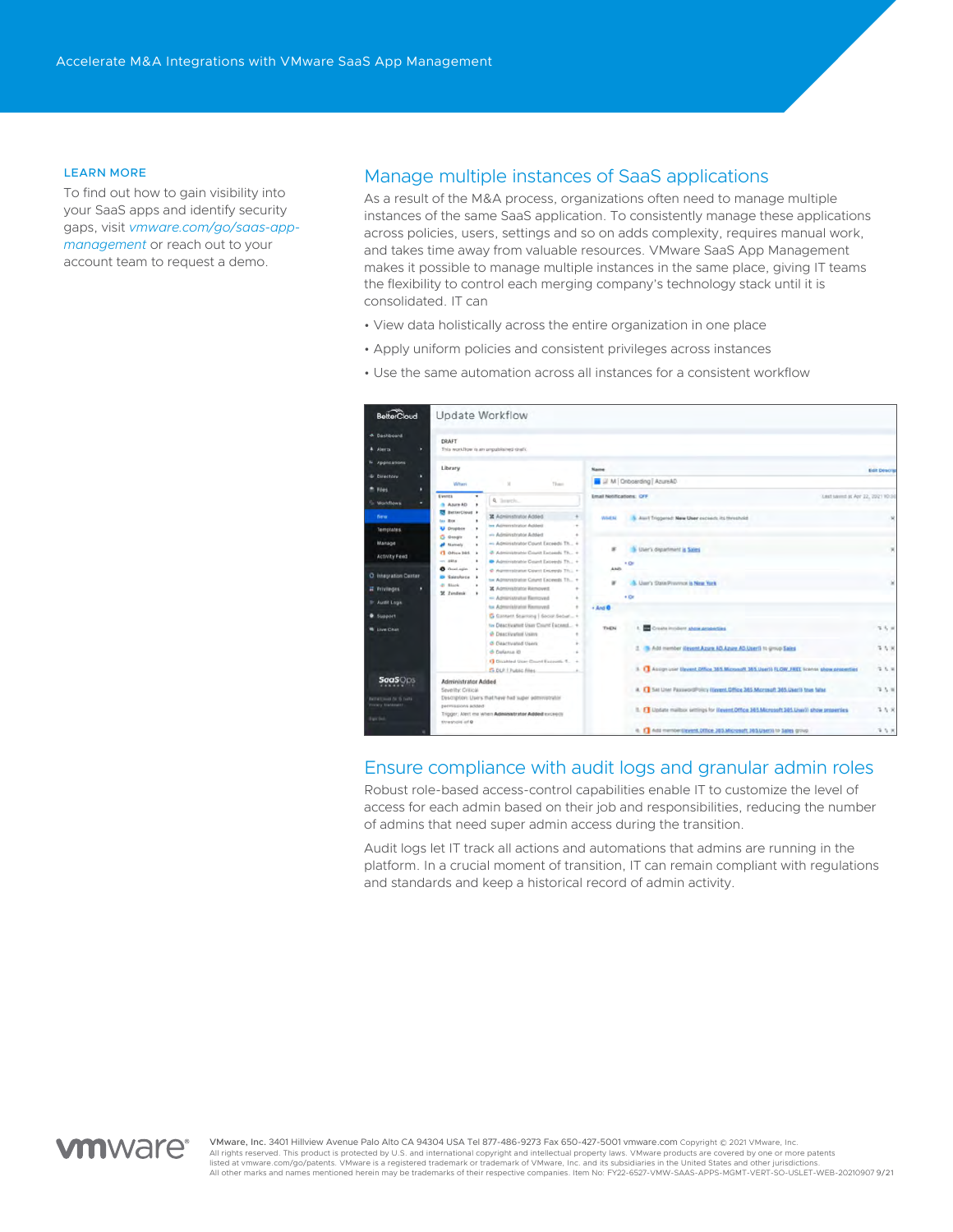## LEARN MORE

To find out how to gain visibility into your SaaS apps and identify security gaps, visit *vmware.com/go/saas-app-management* or reach out to your account team to request a demo.

## Manage multiple instances of SaaS applications

As a result of the M&A process, organizations often need to manage multiple instances of the same SaaS application. To consistently manage these applications across policies, users, settings and so on adds complexity, requires manual work, and takes time away from valuable resources. VMware SaaS App Management makes it possible to manage multiple instances in the same place, giving IT teams the flexibility to control each merging company's technology stack until it is consolidated. IT can

- View data holistically across the entire organization in one place
- Apply uniform policies and consistent privileges across instances
- Use the same automation across all instances for a consistent workflow

## Ensure compliance with audit logs and granular admin roles

Robust role-based access-control capabilities enable IT to customize the level of access for each admin based on their job and responsibilities, reducing the number of admins that need super admin access during the transition.

Audit logs let IT track all actions and automations that admins are running in the platform. In a crucial moment of transition, IT can remain compliant with regulations and standards and keep a historical record of admin activity.

**VMware, Inc.** 3401 Hillview Avenue Palo Alto CA 94304 USA Tel 877-486-9273 Fax 650-427-5001 vmware.com Copyright © 2021 VMware, Inc. All rights reserved. This product is protected by U.S. and international copyright and intellectual property laws. VMware products are covered by one or more patents listed at vmware.com/go/patents. VMware is a registered trademark or trademark of VMware, Inc. and its subsidiaries in the United States and other jurisdictions. All other marks and names mentioned herein may be trademarks of their respective companies. Item No: FY22-6527-VMW-SAAS-APPS-MGMT-VERT-SO-USLET-WEB-20210907 9/21